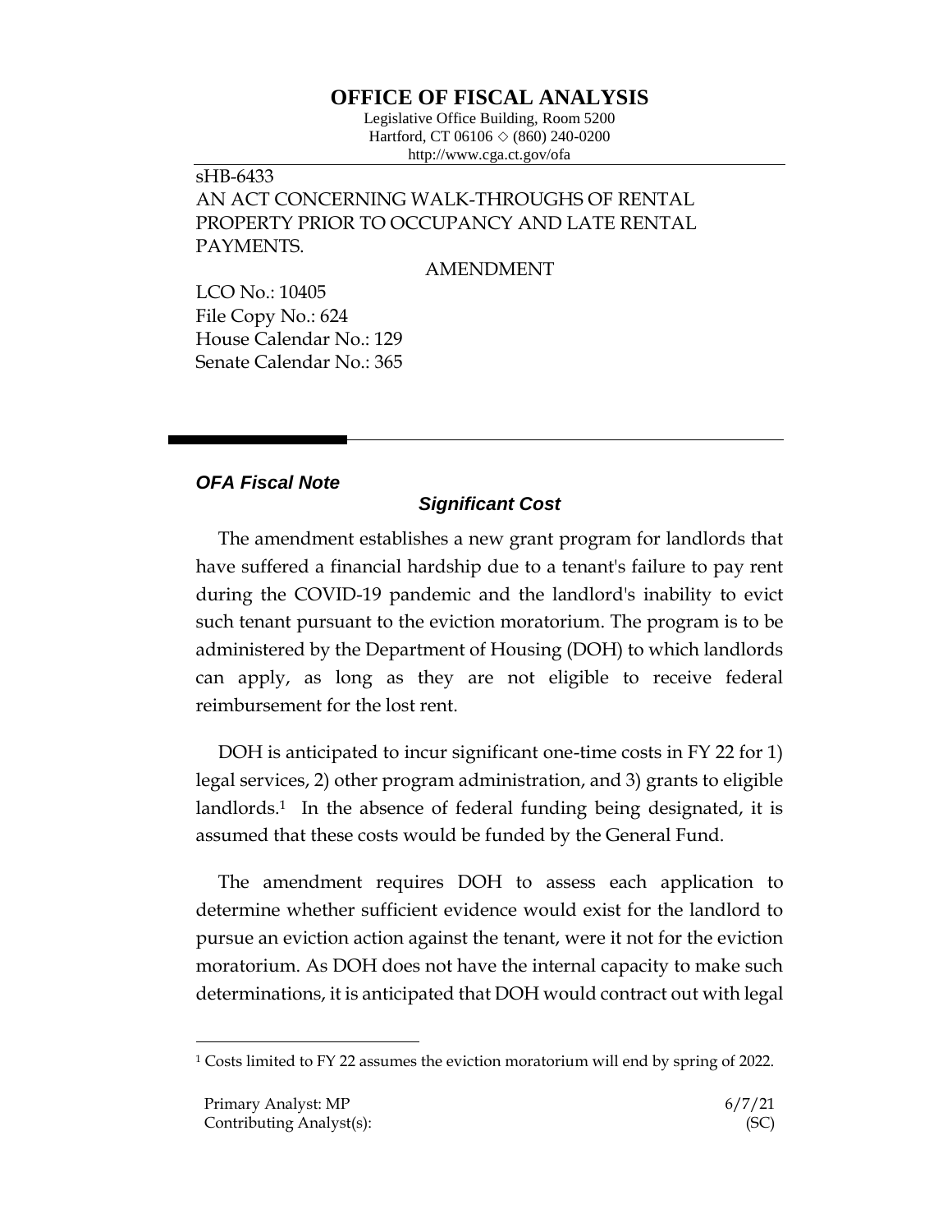# OFFICE OF FISCAL ANALYSIS

Legislative Office Building, Room 5200
Hartford, CT 06106 ◇ (860) 240-0200
http://www.cga.ct.gov/ofa

sHB-6433
AN ACT CONCERNING WALK-THROUGHS OF RENTAL PROPERTY PRIOR TO OCCUPANCY AND LATE RENTAL PAYMENTS.

AMENDMENT

LCO No.: 10405
File Copy No.: 624
House Calendar No.: 129
Senate Calendar No.: 365

## *OFA Fiscal Note*

### *Significant Cost*

The amendment establishes a new grant program for landlords that have suffered a financial hardship due to a tenant's failure to pay rent during the COVID-19 pandemic and the landlord's inability to evict such tenant pursuant to the eviction moratorium. The program is to be administered by the Department of Housing (DOH) to which landlords can apply, as long as they are not eligible to receive federal reimbursement for the lost rent.

DOH is anticipated to incur significant one-time costs in FY 22 for 1) legal services, 2) other program administration, and 3) grants to eligible landlords.[1] In the absence of federal funding being designated, it is assumed that these costs would be funded by the General Fund.

The amendment requires DOH to assess each application to determine whether sufficient evidence would exist for the landlord to pursue an eviction action against the tenant, were it not for the eviction moratorium. As DOH does not have the internal capacity to make such determinations, it is anticipated that DOH would contract out with legal

[1] Costs limited to FY 22 assumes the eviction moratorium will end by spring of 2022.

Primary Analyst: MP 6/7/21
Contributing Analyst(s): (SC)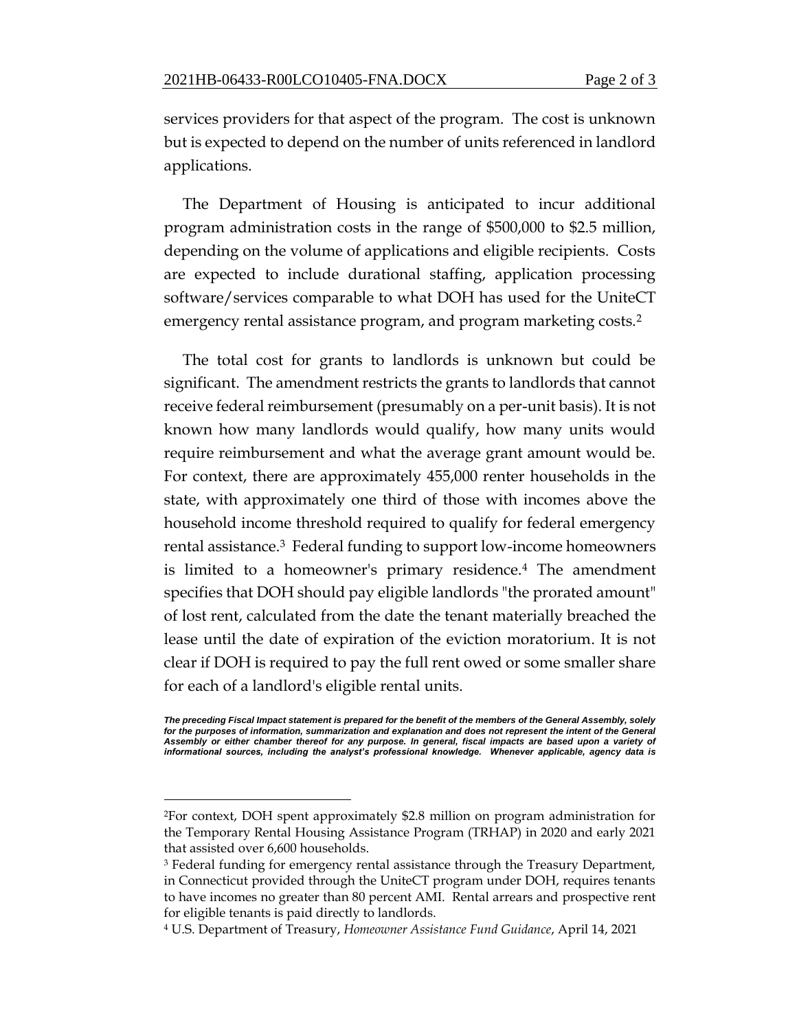services providers for that aspect of the program. The cost is unknown but is expected to depend on the number of units referenced in landlord applications.

The Department of Housing is anticipated to incur additional program administration costs in the range of $500,000 to $2.5 million, depending on the volume of applications and eligible recipients. Costs are expected to include durational staffing, application processing software/services comparable to what DOH has used for the UniteCT emergency rental assistance program, and program marketing costs.[2]

The total cost for grants to landlords is unknown but could be significant. The amendment restricts the grants to landlords that cannot receive federal reimbursement (presumably on a per-unit basis). It is not known how many landlords would qualify, how many units would require reimbursement and what the average grant amount would be. For context, there are approximately 455,000 renter households in the state, with approximately one third of those with incomes above the household income threshold required to qualify for federal emergency rental assistance.[3] Federal funding to support low-income homeowners is limited to a homeowner's primary residence.[4] The amendment specifies that DOH should pay eligible landlords "the prorated amount" of lost rent, calculated from the date the tenant materially breached the lease until the date of expiration of the eviction moratorium. It is not clear if DOH is required to pay the full rent owed or some smaller share for each of a landlord's eligible rental units.

***The preceding Fiscal Impact statement is prepared for the benefit of the members of the General Assembly, solely for the purposes of information, summarization and explanation and does not represent the intent of the General Assembly or either chamber thereof for any purpose. In general, fiscal impacts are based upon a variety of informational sources, including the analyst's professional knowledge. Whenever applicable, agency data is***

---

[2] For context, DOH spent approximately $2.8 million on program administration for the Temporary Rental Housing Assistance Program (TRHAP) in 2020 and early 2021 that assisted over 6,600 households.

[3] Federal funding for emergency rental assistance through the Treasury Department, in Connecticut provided through the UniteCT program under DOH, requires tenants to have incomes no greater than 80 percent AMI. Rental arrears and prospective rent for eligible tenants is paid directly to landlords.

[4] U.S. Department of Treasury, *Homeowner Assistance Fund Guidance*, April 14, 2021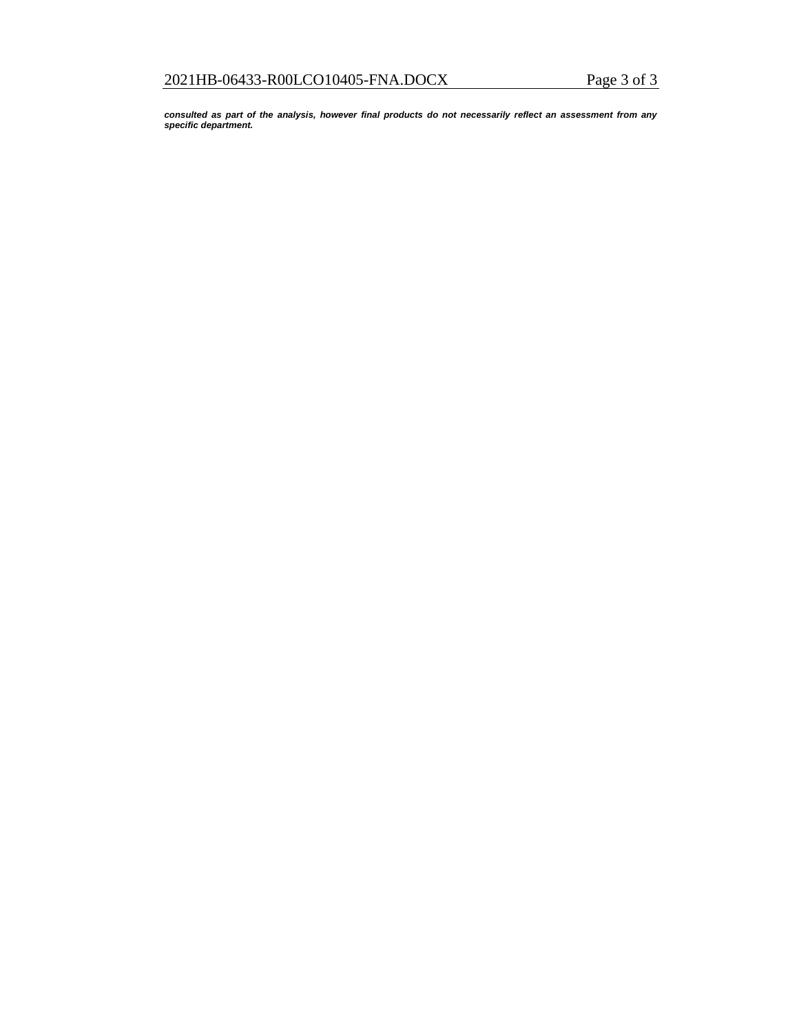***consulted as part of the analysis, however final products do not necessarily reflect an assessment from any specific department.***